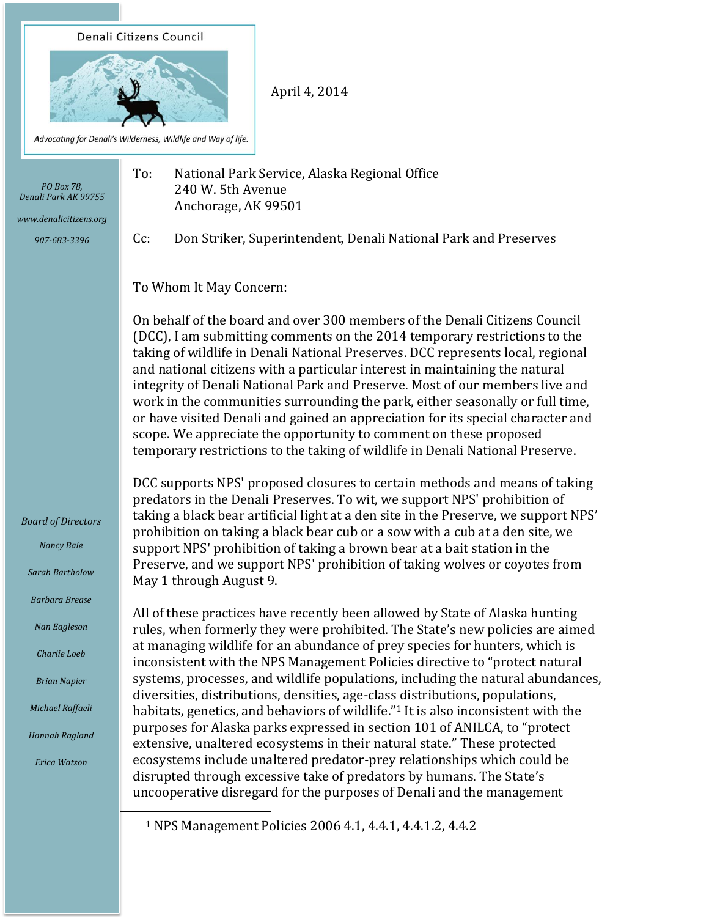Denali Citizens Council

*Advocating for Denali's Wilderness, Wildlife and Way of life.*

*PO Box 78,*
*Denali Park AK 99755*

*www.denalicitizens.org*

*907-683-3396*

*Board of Directors*

*Nancy Bale*

*Sarah Bartholow*

*Barbara Brease*

*Nan Eagleson*

*Charlie Loeb*

*Brian Napier*

*Michael Raffaeli*

*Hannah Ragland*

*Erica Watson*

April 4, 2014

To: National Park Service, Alaska Regional Office
240 W. 5th Avenue
Anchorage, AK 99501

Cc: Don Striker, Superintendent, Denali National Park and Preserves

To Whom It May Concern:

On behalf of the board and over 300 members of the Denali Citizens Council (DCC), I am submitting comments on the 2014 temporary restrictions to the taking of wildlife in Denali National Preserves. DCC represents local, regional and national citizens with a particular interest in maintaining the natural integrity of Denali National Park and Preserve. Most of our members live and work in the communities surrounding the park, either seasonally or full time, or have visited Denali and gained an appreciation for its special character and scope. We appreciate the opportunity to comment on these proposed temporary restrictions to the taking of wildlife in Denali National Preserve.

DCC supports NPS' proposed closures to certain methods and means of taking predators in the Denali Preserves. To wit, we support NPS' prohibition of taking a black bear artificial light at a den site in the Preserve, we support NPS' prohibition on taking a black bear cub or a sow with a cub at a den site, we support NPS' prohibition of taking a brown bear at a bait station in the Preserve, and we support NPS' prohibition of taking wolves or coyotes from May 1 through August 9.

All of these practices have recently been allowed by State of Alaska hunting rules, when formerly they were prohibited. The State's new policies are aimed at managing wildlife for an abundance of prey species for hunters, which is inconsistent with the NPS Management Policies directive to "protect natural systems, processes, and wildlife populations, including the natural abundances, diversities, distributions, densities, age-class distributions, populations, habitats, genetics, and behaviors of wildlife."[1] It is also inconsistent with the purposes for Alaska parks expressed in section 101 of ANILCA, to "protect extensive, unaltered ecosystems in their natural state." These protected ecosystems include unaltered predator-prey relationships which could be disrupted through excessive take of predators by humans. The State's uncooperative disregard for the purposes of Denali and the management

[1] NPS Management Policies 2006 4.1, 4.4.1, 4.4.1.2, 4.4.2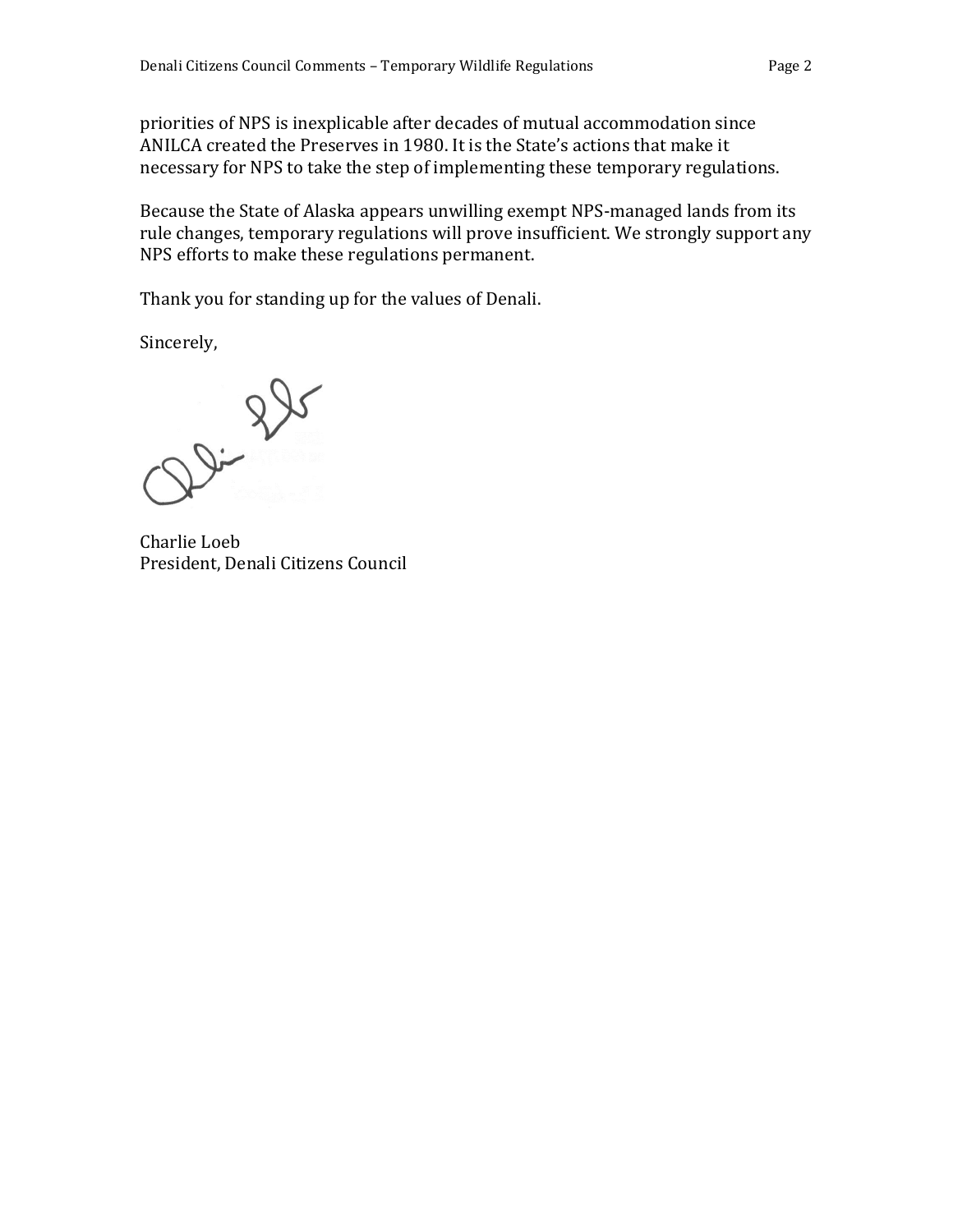priorities of NPS is inexplicable after decades of mutual accommodation since ANILCA created the Preserves in 1980. It is the State's actions that make it necessary for NPS to take the step of implementing these temporary regulations.

Because the State of Alaska appears unwilling exempt NPS-managed lands from its rule changes, temporary regulations will prove insufficient. We strongly support any NPS efforts to make these regulations permanent.

Thank you for standing up for the values of Denali.

Sincerely,

Charlie Loeb
President, Denali Citizens Council